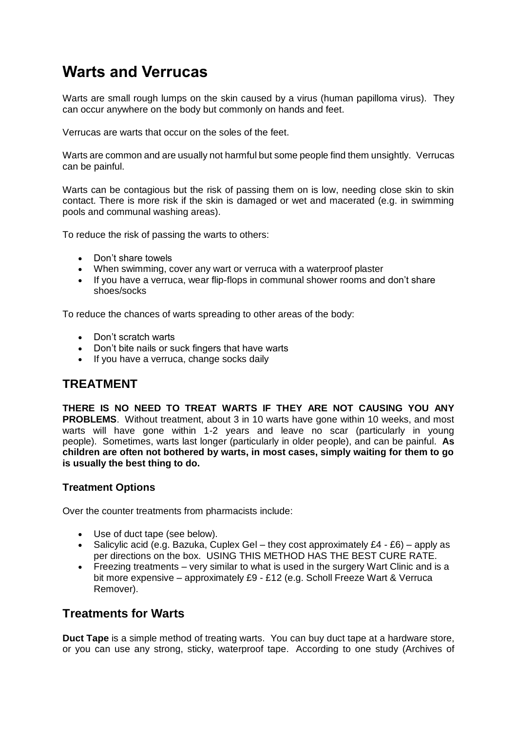# Warts and Verrucas

Warts are small rough lumps on the skin caused by a virus (human papilloma virus). They can occur anywhere on the body but commonly on hands and feet.

Verrucas are warts that occur on the soles of the feet.

Warts are common and are usually not harmful but some people find them unsightly. Verrucas can be painful.

Warts can be contagious but the risk of passing them on is low, needing close skin to skin contact. There is more risk if the skin is damaged or wet and macerated (e.g. in swimming pools and communal washing areas).

To reduce the risk of passing the warts to others:

- Don't share towels
- When swimming, cover any wart or verruca with a waterproof plaster
- If you have a verruca, wear flip-flops in communal shower rooms and don't share shoes/socks

To reduce the chances of warts spreading to other areas of the body:

- Don't scratch warts
- Don't bite nails or suck fingers that have warts
- If you have a verruca, change socks daily

## TREATMENT

**THERE IS NO NEED TO TREAT WARTS IF THEY ARE NOT CAUSING YOU ANY PROBLEMS**. Without treatment, about 3 in 10 warts have gone within 10 weeks, and most warts will have gone within 1-2 years and leave no scar (particularly in young people). Sometimes, warts last longer (particularly in older people), and can be painful. **As children are often not bothered by warts, in most cases, simply waiting for them to go is usually the best thing to do.**

### Treatment Options

Over the counter treatments from pharmacists include:

- Use of duct tape (see below).
- Salicylic acid (e.g. Bazuka, Cuplex Gel – they cost approximately £4 - £6) – apply as per directions on the box. USING THIS METHOD HAS THE BEST CURE RATE.
- Freezing treatments – very similar to what is used in the surgery Wart Clinic and is a bit more expensive – approximately £9 - £12 (e.g. Scholl Freeze Wart & Verruca Remover).

## Treatments for Warts

**Duct Tape** is a simple method of treating warts. You can buy duct tape at a hardware store, or you can use any strong, sticky, waterproof tape. According to one study (Archives of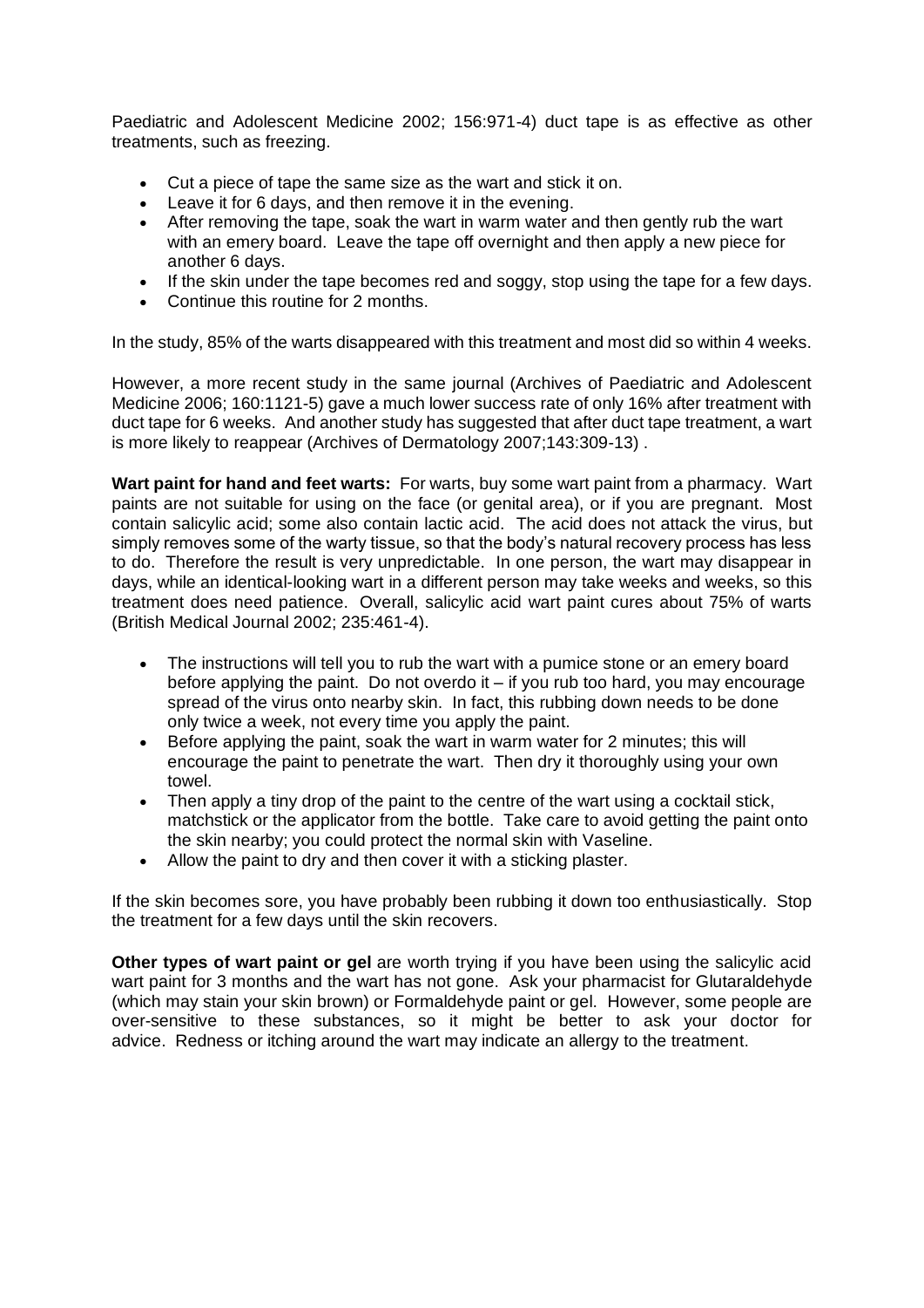Paediatric and Adolescent Medicine 2002; 156:971-4) duct tape is as effective as other treatments, such as freezing.

- Cut a piece of tape the same size as the wart and stick it on.
- Leave it for 6 days, and then remove it in the evening.
- After removing the tape, soak the wart in warm water and then gently rub the wart with an emery board. Leave the tape off overnight and then apply a new piece for another 6 days.
- If the skin under the tape becomes red and soggy, stop using the tape for a few days.
- Continue this routine for 2 months.

In the study, 85% of the warts disappeared with this treatment and most did so within 4 weeks.

However, a more recent study in the same journal (Archives of Paediatric and Adolescent Medicine 2006; 160:1121-5) gave a much lower success rate of only 16% after treatment with duct tape for 6 weeks. And another study has suggested that after duct tape treatment, a wart is more likely to reappear (Archives of Dermatology 2007;143:309-13) .

**Wart paint for hand and feet warts:** For warts, buy some wart paint from a pharmacy. Wart paints are not suitable for using on the face (or genital area), or if you are pregnant. Most contain salicylic acid; some also contain lactic acid. The acid does not attack the virus, but simply removes some of the warty tissue, so that the body's natural recovery process has less to do. Therefore the result is very unpredictable. In one person, the wart may disappear in days, while an identical-looking wart in a different person may take weeks and weeks, so this treatment does need patience. Overall, salicylic acid wart paint cures about 75% of warts (British Medical Journal 2002; 235:461-4).

- The instructions will tell you to rub the wart with a pumice stone or an emery board before applying the paint. Do not overdo it – if you rub too hard, you may encourage spread of the virus onto nearby skin. In fact, this rubbing down needs to be done only twice a week, not every time you apply the paint.
- Before applying the paint, soak the wart in warm water for 2 minutes; this will encourage the paint to penetrate the wart. Then dry it thoroughly using your own towel.
- Then apply a tiny drop of the paint to the centre of the wart using a cocktail stick, matchstick or the applicator from the bottle. Take care to avoid getting the paint onto the skin nearby; you could protect the normal skin with Vaseline.
- Allow the paint to dry and then cover it with a sticking plaster.

If the skin becomes sore, you have probably been rubbing it down too enthusiastically. Stop the treatment for a few days until the skin recovers.

**Other types of wart paint or gel** are worth trying if you have been using the salicylic acid wart paint for 3 months and the wart has not gone. Ask your pharmacist for Glutaraldehyde (which may stain your skin brown) or Formaldehyde paint or gel. However, some people are over-sensitive to these substances, so it might be better to ask your doctor for advice. Redness or itching around the wart may indicate an allergy to the treatment.